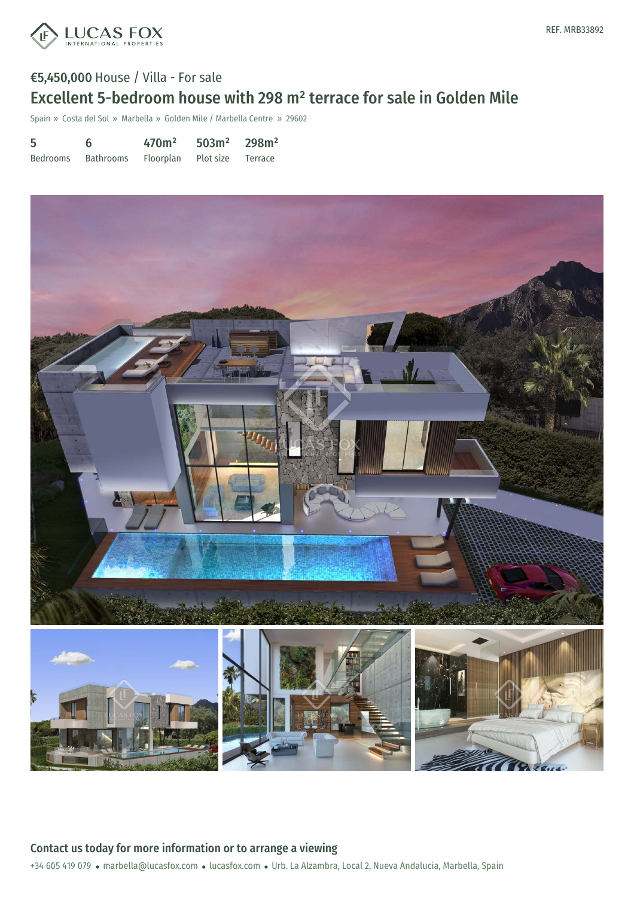LUCAS FOX
INTERNATIONAL PROPERTIES

REF. MRB33892

**€5,450,000** House / Villa - For sale

# Excellent 5-bedroom house with 298 m² terrace for sale in Golden Mile

Spain » Costa del Sol » Marbella » Golden Mile / Marbella Centre » 29602

| 5 | 6 | 470m² | 503m² | 298m² |
|---|---|---|---|---|
| Bedrooms | Bathrooms | Floorplan | Plot size | Terrace |

## Contact us today for more information or to arrange a viewing

+34 605 419 079 • marbella@lucasfox.com • lucasfox.com • Urb. La Alzambra, Local 2, Nueva Andalucia, Marbella, Spain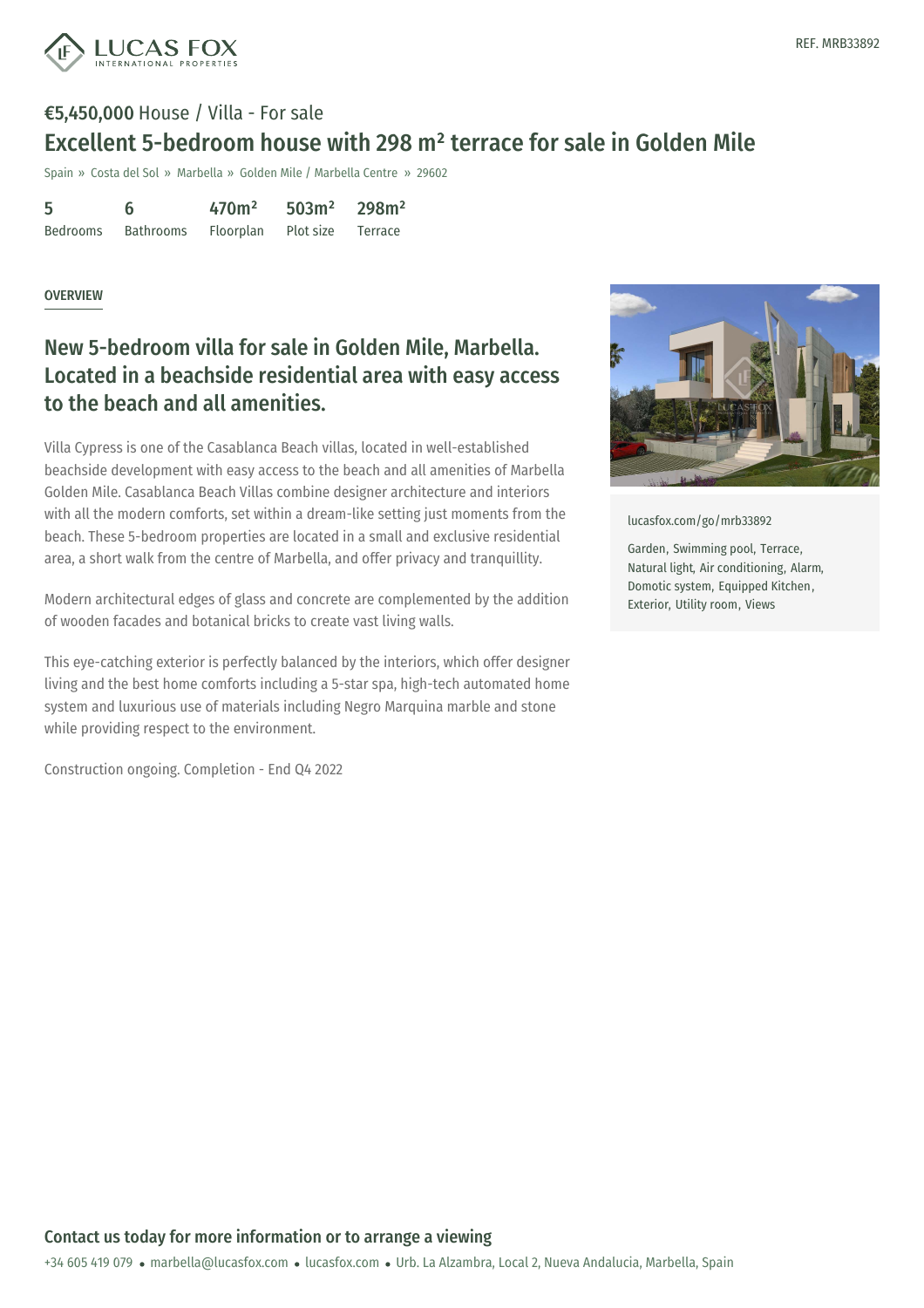REF. MRB33892

**€5,450,000** House / Villa - For sale

# Excellent 5-bedroom house with 298 m² terrace for sale in Golden Mile

Spain » Costa del Sol » Marbella » Golden Mile / Marbella Centre » 29602

| 5 | 6 | 470m² | 503m² | 298m² |
|---|---|---|---|---|
| Bedrooms | Bathrooms | Floorplan | Plot size | Terrace |

OVERVIEW

## New 5-bedroom villa for sale in Golden Mile, Marbella. Located in a beachside residential area with easy access to the beach and all amenities.

Villa Cypress is one of the Casablanca Beach villas, located in well-established beachside development with easy access to the beach and all amenities of Marbella Golden Mile. Casablanca Beach Villas combine designer architecture and interiors with all the modern comforts, set within a dream-like setting just moments from the beach. These 5-bedroom properties are located in a small and exclusive residential area, a short walk from the centre of Marbella, and offer privacy and tranquillity.

Modern architectural edges of glass and concrete are complemented by the addition of wooden facades and botanical bricks to create vast living walls.

This eye-catching exterior is perfectly balanced by the interiors, which offer designer living and the best home comforts including a 5-star spa, high-tech automated home system and luxurious use of materials including Negro Marquina marble and stone while providing respect to the environment.

Construction ongoing. Completion - End Q4 2022

lucasfox.com/go/mrb33892

Garden, Swimming pool, Terrace, Natural light, Air conditioning, Alarm, Domotic system, Equipped Kitchen, Exterior, Utility room, Views

## Contact us today for more information or to arrange a viewing

+34 605 419 079 • marbella@lucasfox.com • lucasfox.com • Urb. La Alzambra, Local 2, Nueva Andalucia, Marbella, Spain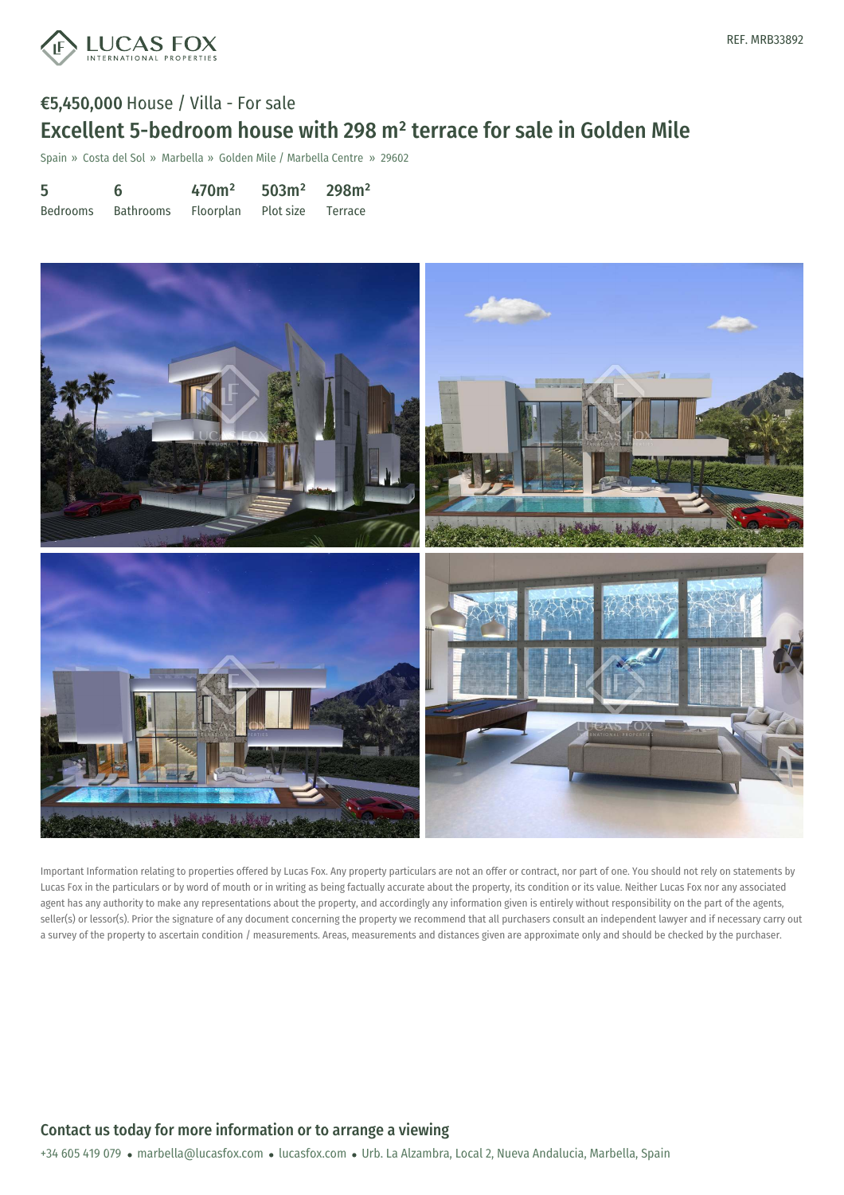LUCAS FOX INTERNATIONAL PROPERTIES

REF. MRB33892

**€5,450,000** House / Villa - For sale

## Excellent 5-bedroom house with 298 m² terrace for sale in Golden Mile

Spain » Costa del Sol » Marbella » Golden Mile / Marbella Centre » 29602

| 5 | 6 | 470m² | 503m² | 298m² |
|---|---|---|---|---|
| Bedrooms | Bathrooms | Floorplan | Plot size | Terrace |

Important Information relating to properties offered by Lucas Fox. Any property particulars are not an offer or contract, nor part of one. You should not rely on statements by Lucas Fox in the particulars or by word of mouth or in writing as being factually accurate about the property, its condition or its value. Neither Lucas Fox nor any associated agent has any authority to make any representations about the property, and accordingly any information given is entirely without responsibility on the part of the agents, seller(s) or lessor(s). Prior the signature of any document concerning the property we recommend that all purchasers consult an independent lawyer and if necessary carry out a survey of the property to ascertain condition / measurements. Areas, measurements and distances given are approximate only and should be checked by the purchaser.

### Contact us today for more information or to arrange a viewing

+34 605 419 079 • marbella@lucasfox.com • lucasfox.com • Urb. La Alzambra, Local 2, Nueva Andalucia, Marbella, Spain